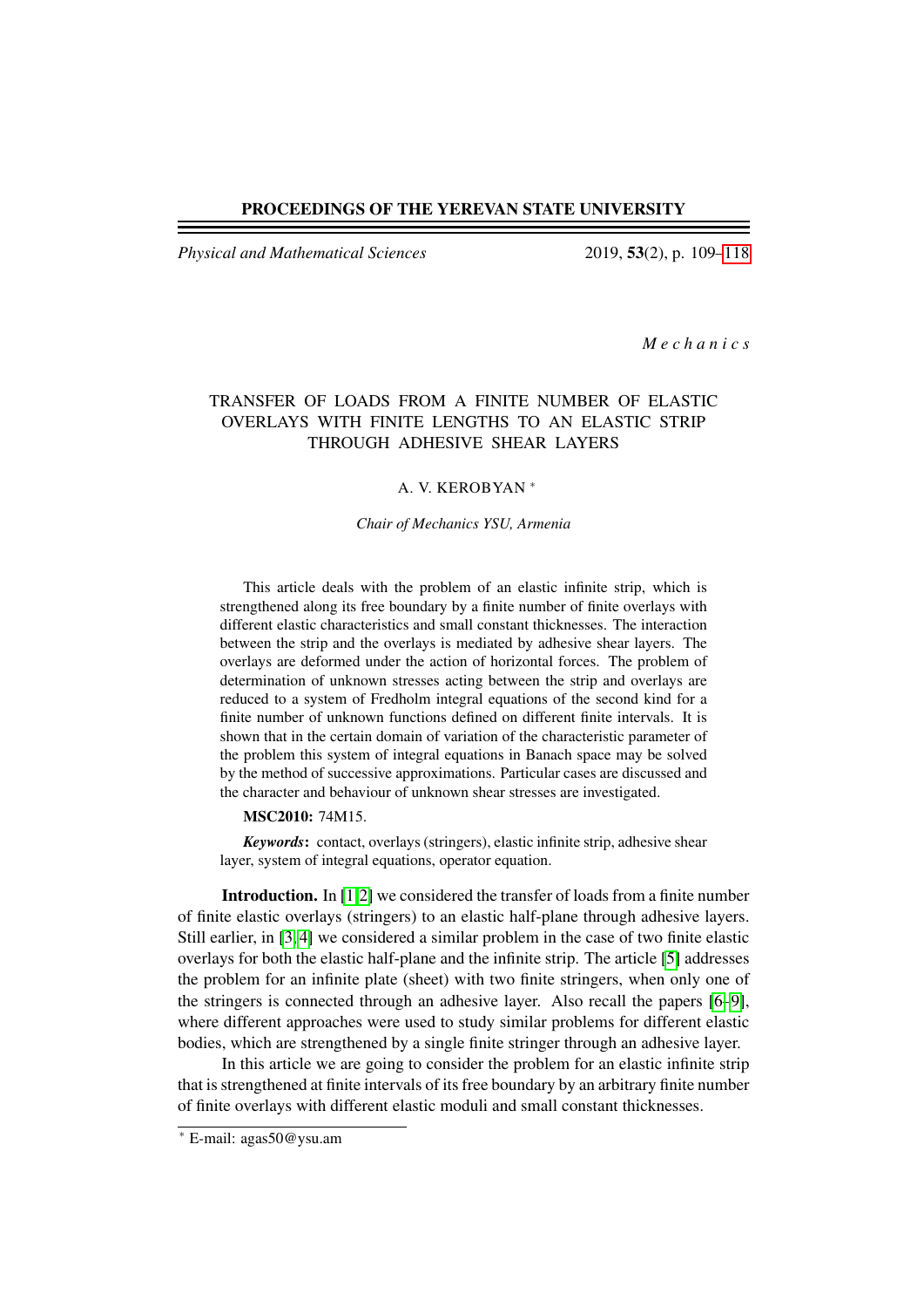*M e c h a n i c s*

# TRANSFER OF LOADS FROM A FINITE NUMBER OF ELASTIC OVERLAYS WITH FINITE LENGTHS TO AN ELASTIC STRIP THROUGH ADHESIVE SHEAR LAYERS

A. V. KEROBYAN [*]

*Chair of Mechanics YSU, Armenia*

This article deals with the problem of an elastic infinite strip, which is strengthened along its free boundary by a finite number of finite overlays with different elastic characteristics and small constant thicknesses. The interaction between the strip and the overlays is mediated by adhesive shear layers. The overlays are deformed under the action of horizontal forces. The problem of determination of unknown stresses acting between the strip and overlays are reduced to a system of Fredholm integral equations of the second kind for a finite number of unknown functions defined on different finite intervals. It is shown that in the certain domain of variation of the characteristic parameter of the problem this system of integral equations in Banach space may be solved by the method of successive approximations. Particular cases are discussed and the character and behaviour of unknown shear stresses are investigated.

**MSC2010:** 74M15.

***Keywords*:** contact, overlays (stringers), elastic infinite strip, adhesive shear layer, system of integral equations, operator equation.

**Introduction.** In [1,2] we considered the transfer of loads from a finite number of finite elastic overlays (stringers) to an elastic half-plane through adhesive layers. Still earlier, in [3,4] we considered a similar problem in the case of two finite elastic overlays for both the elastic half-plane and the infinite strip. The article [5] addresses the problem for an infinite plate (sheet) with two finite stringers, when only one of the stringers is connected through an adhesive layer. Also recall the papers [6–9], where different approaches were used to study similar problems for different elastic bodies, which are strengthened by a single finite stringer through an adhesive layer.

In this article we are going to consider the problem for an elastic infinite strip that is strengthened at finite intervals of its free boundary by an arbitrary finite number of finite overlays with different elastic moduli and small constant thicknesses.

[*] E-mail: agas50@ysu.am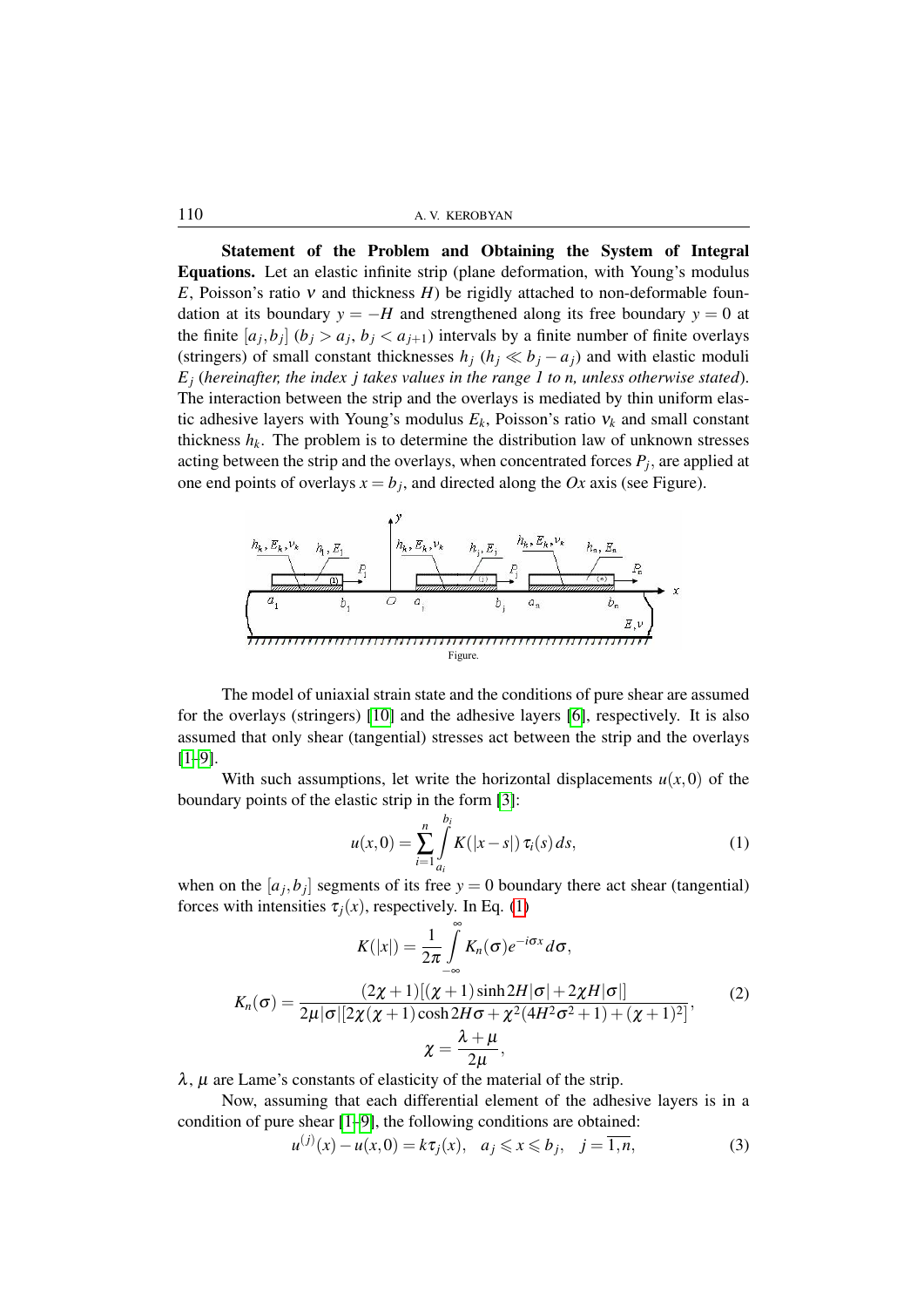**Statement of the Problem and Obtaining the System of Integral Equations.** Let an elastic infinite strip (plane deformation, with Young's modulus $E$, Poisson's ratio $\nu$ and thickness $H$) be rigidly attached to non-deformable foundation at its boundary $y = -H$ and strengthened along its free boundary $y = 0$ at the finite $[a_j, b_j]$ ($b_j > a_j$, $b_j < a_{j+1}$) intervals by a finite number of finite overlays (stringers) of small constant thicknesses $h_j$ ($h_j \ll b_j - a_j$) and with elastic moduli $E_j$ (*hereinafter, the index j takes values in the range 1 to n, unless otherwise stated*). The interaction between the strip and the overlays is mediated by thin uniform elastic adhesive layers with Young's modulus $E_k$, Poisson's ratio $\nu_k$ and small constant thickness $h_k$. The problem is to determine the distribution law of unknown stresses acting between the strip and the overlays, when concentrated forces $P_j$, are applied at one end points of overlays $x = b_j$, and directed along the $Ox$ axis (see Figure).

Figure.

The model of uniaxial strain state and the conditions of pure shear are assumed for the overlays (stringers) [10] and the adhesive layers [6], respectively. It is also assumed that only shear (tangential) stresses act between the strip and the overlays [1–9].

With such assumptions, let write the horizontal displacements $u(x,0)$ of the boundary points of the elastic strip in the form [3]:

$$u(x,0) = \sum_{i=1}^{n} \int_{a_i}^{b_i} K(|x-s|)\, \tau_i(s)\, ds, \tag{1}$$

when on the $[a_j, b_j]$ segments of its free $y = 0$ boundary there act shear (tangential) forces with intensities $\tau_j(x)$, respectively. In Eq. (1)

$$K(|x|) = \frac{1}{2\pi} \int_{-\infty}^{\infty} K_n(\sigma) e^{-i\sigma x}\, d\sigma,$$

$$K_n(\sigma) = \frac{(2\chi+1)[(\chi+1)\sinh 2H|\sigma| + 2\chi H|\sigma|]}{2\mu|\sigma|[2\chi(\chi+1)\cosh 2H\sigma + \chi^2(4H^2\sigma^2+1) + (\chi+1)^2]}, \tag{2}$$

$$\chi = \frac{\lambda+\mu}{2\mu},$$

$\lambda$, $\mu$ are Lame's constants of elasticity of the material of the strip.

Now, assuming that each differential element of the adhesive layers is in a condition of pure shear [1–9], the following conditions are obtained:

$$u^{(j)}(x) - u(x,0) = k\tau_j(x), \quad a_j \leqslant x \leqslant b_j, \quad j = \overline{1,n}, \tag{3}$$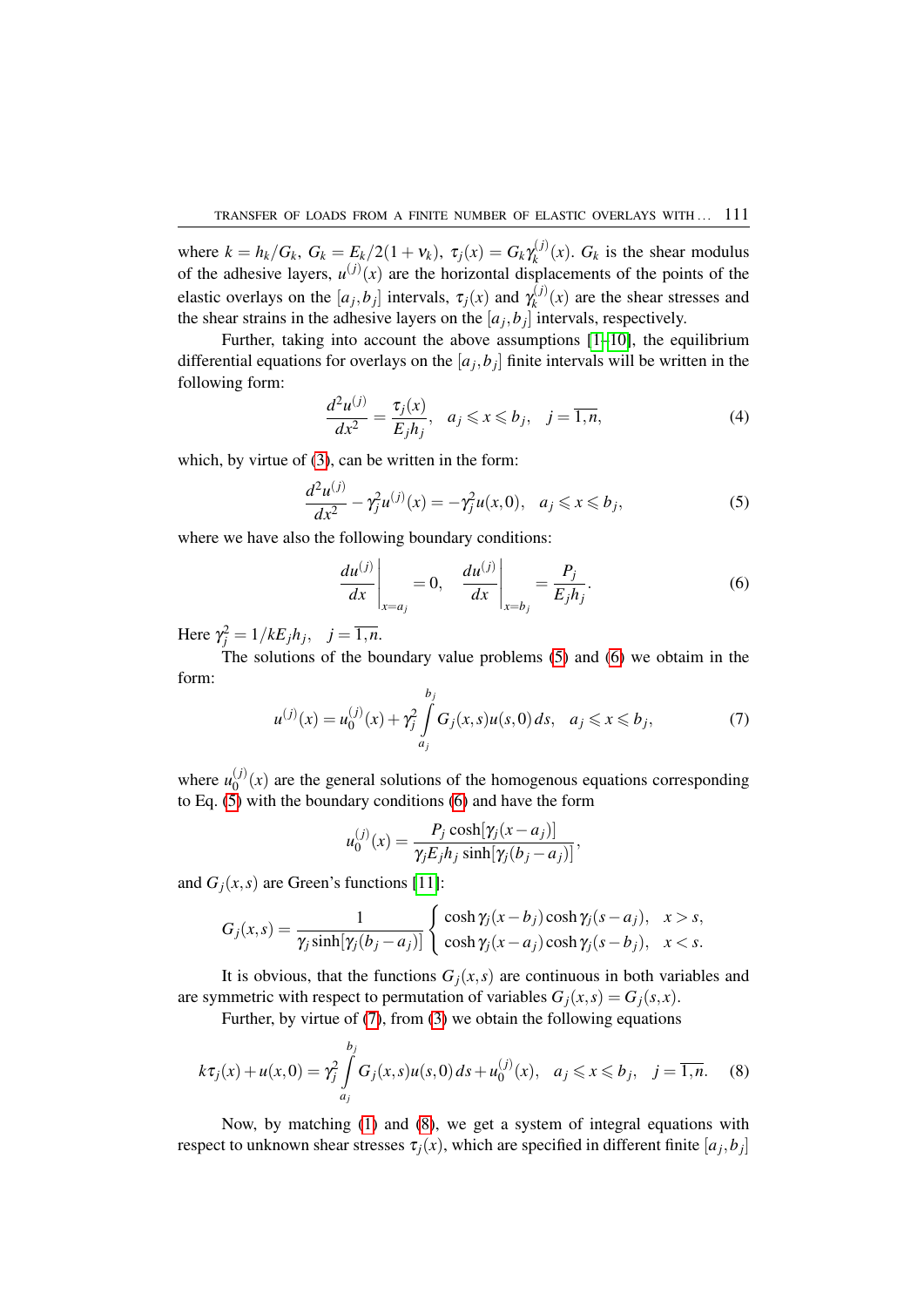where $k = h_k/G_k$, $G_k = E_k/2(1+\nu_k)$, $\tau_j(x) = G_k\gamma_k^{(j)}(x)$. $G_k$ is the shear modulus of the adhesive layers, $u^{(j)}(x)$ are the horizontal displacements of the points of the elastic overlays on the $[a_j,b_j]$ intervals, $\tau_j(x)$ and $\gamma_k^{(j)}(x)$ are the shear stresses and the shear strains in the adhesive layers on the $[a_j,b_j]$ intervals, respectively.

Further, taking into account the above assumptions [1–10], the equilibrium differential equations for overlays on the $[a_j,b_j]$ finite intervals will be written in the following form:

$$\frac{d^2u^{(j)}}{dx^2} = \frac{\tau_j(x)}{E_jh_j}, \quad a_j \leqslant x \leqslant b_j, \quad j = \overline{1,n}, \tag{4}$$

which, by virtue of (3), can be written in the form:

$$\frac{d^2u^{(j)}}{dx^2} - \gamma_j^2 u^{(j)}(x) = -\gamma_j^2 u(x,0), \quad a_j \leqslant x \leqslant b_j, \tag{5}$$

where we have also the following boundary conditions:

$$\left.\frac{du^{(j)}}{dx}\right|_{x=a_j} = 0, \quad \left.\frac{du^{(j)}}{dx}\right|_{x=b_j} = \frac{P_j}{E_jh_j}. \tag{6}$$

Here $\gamma_j^2 = 1/kE_jh_j$, $\quad j = \overline{1,n}$.

The solutions of the boundary value problems (5) and (6) we obtaim in the form:

$$u^{(j)}(x) = u_0^{(j)}(x) + \gamma_j^2 \int\limits_{a_j}^{b_j} G_j(x,s)u(s,0)\,ds, \quad a_j \leqslant x \leqslant b_j, \tag{7}$$

where $u_0^{(j)}(x)$ are the general solutions of the homogenous equations corresponding to Eq. (5) with the boundary conditions (6) and have the form

$$u_0^{(j)}(x) = \frac{P_j \cosh[\gamma_j(x-a_j)]}{\gamma_j E_j h_j \sinh[\gamma_j(b_j-a_j)]},$$

and $G_j(x,s)$ are Green's functions [11]:

$$G_j(x,s) = \frac{1}{\gamma_j \sinh[\gamma_j(b_j-a_j)]} \begin{cases} \cosh\gamma_j(x-b_j)\cosh\gamma_j(s-a_j), & x > s, \\ \cosh\gamma_j(x-a_j)\cosh\gamma_j(s-b_j), & x < s. \end{cases}$$

It is obvious, that the functions $G_j(x,s)$ are continuous in both variables and are symmetric with respect to permutation of variables $G_j(x,s) = G_j(s,x)$.

Further, by virtue of (7), from (3) we obtain the following equations

$$k\tau_j(x) + u(x,0) = \gamma_j^2 \int\limits_{a_j}^{b_j} G_j(x,s)u(s,0)\,ds + u_0^{(j)}(x), \quad a_j \leqslant x \leqslant b_j, \quad j = \overline{1,n}. \tag{8}$$

Now, by matching (1) and (8), we get a system of integral equations with respect to unknown shear stresses $\tau_j(x)$, which are specified in different finite $[a_j,b_j]$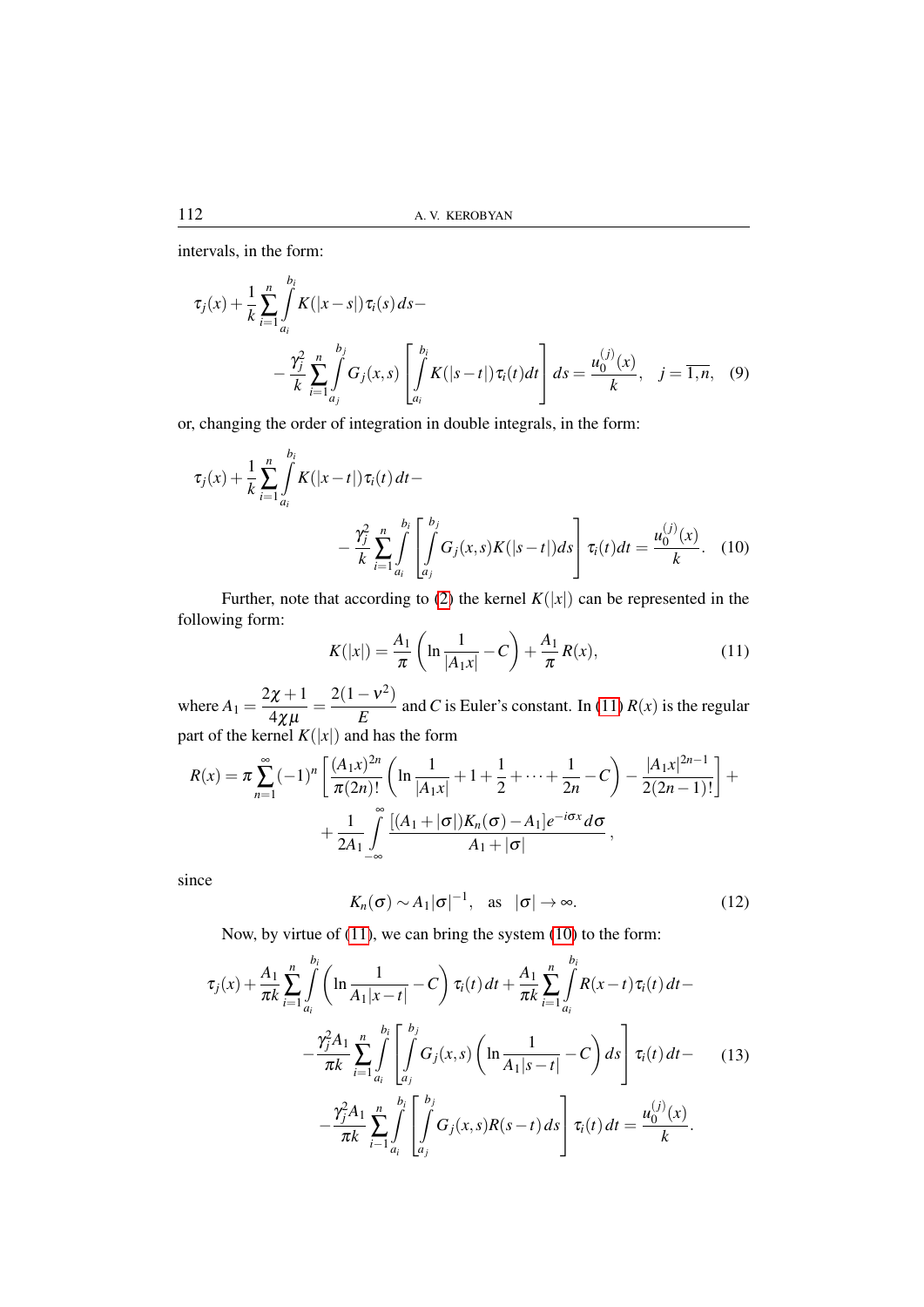intervals, in the form:

$$\tau_j(x)+\frac{1}{k}\sum_{i=1}^{n}\int_{a_i}^{b_i}K(|x-s|)\tau_i(s)\,ds-$$
$$-\frac{\gamma_j^2}{k}\sum_{i=1}^{n}\int_{a_j}^{b_j}G_j(x,s)\left[\int_{a_i}^{b_i}K(|s-t|)\tau_i(t)dt\right]ds=\frac{u_0^{(j)}(x)}{k},\quad j=\overline{1,n},\quad (9)$$

or, changing the order of integration in double integrals, in the form:

$$\tau_j(x)+\frac{1}{k}\sum_{i=1}^{n}\int_{a_i}^{b_i}K(|x-t|)\tau_i(t)\,dt-$$
$$-\frac{\gamma_j^2}{k}\sum_{i=1}^{n}\int_{a_i}^{b_i}\left[\int_{a_j}^{b_j}G_j(x,s)K(|s-t|)ds\right]\tau_i(t)dt=\frac{u_0^{(j)}(x)}{k}.\quad (10)$$

Further, note that according to (2) the kernel $K(|x|)$ can be represented in the following form:

$$K(|x|)=\frac{A_1}{\pi}\left(\ln\frac{1}{|A_1x|}-C\right)+\frac{A_1}{\pi}R(x),\quad (11)$$

where $A_1=\dfrac{2\chi+1}{4\chi\mu}=\dfrac{2(1-\nu^2)}{E}$ and $C$ is Euler's constant. In (11) $R(x)$ is the regular part of the kernel $K(|x|)$ and has the form

$$R(x)=\pi\sum_{n=1}^{\infty}(-1)^n\left[\frac{(A_1x)^{2n}}{\pi(2n)!}\left(\ln\frac{1}{|A_1x|}+1+\frac{1}{2}+\dots+\frac{1}{2n}-C\right)-\frac{|A_1x|^{2n-1}}{2(2n-1)!}\right]+$$
$$+\frac{1}{2A_1}\int_{-\infty}^{\infty}\frac{[(A_1+|\sigma|)K_n(\sigma)-A_1]e^{-i\sigma x}d\sigma}{A_1+|\sigma|},$$

since

$$K_n(\sigma)\sim A_1|\sigma|^{-1},\quad\text{as}\quad|\sigma|\to\infty.\quad (12)$$

Now, by virtue of (11), we can bring the system (10) to the form:

$$\tau_j(x)+\frac{A_1}{\pi k}\sum_{i=1}^{n}\int_{a_i}^{b_i}\left(\ln\frac{1}{A_1|x-t|}-C\right)\tau_i(t)\,dt+\frac{A_1}{\pi k}\sum_{i=1}^{n}\int_{a_i}^{b_i}R(x-t)\tau_i(t)\,dt-$$
$$-\frac{\gamma_j^2A_1}{\pi k}\sum_{i=1}^{n}\int_{a_i}^{b_i}\left[\int_{a_j}^{b_j}G_j(x,s)\left(\ln\frac{1}{A_1|s-t|}-C\right)ds\right]\tau_i(t)\,dt-\quad (13)$$
$$-\frac{\gamma_j^2A_1}{\pi k}\sum_{i-1}^{n}\int_{a_i}^{b_i}\left[\int_{a_j}^{b_j}G_j(x,s)R(s-t)\,ds\right]\tau_i(t)\,dt=\frac{u_0^{(j)}(x)}{k}.$$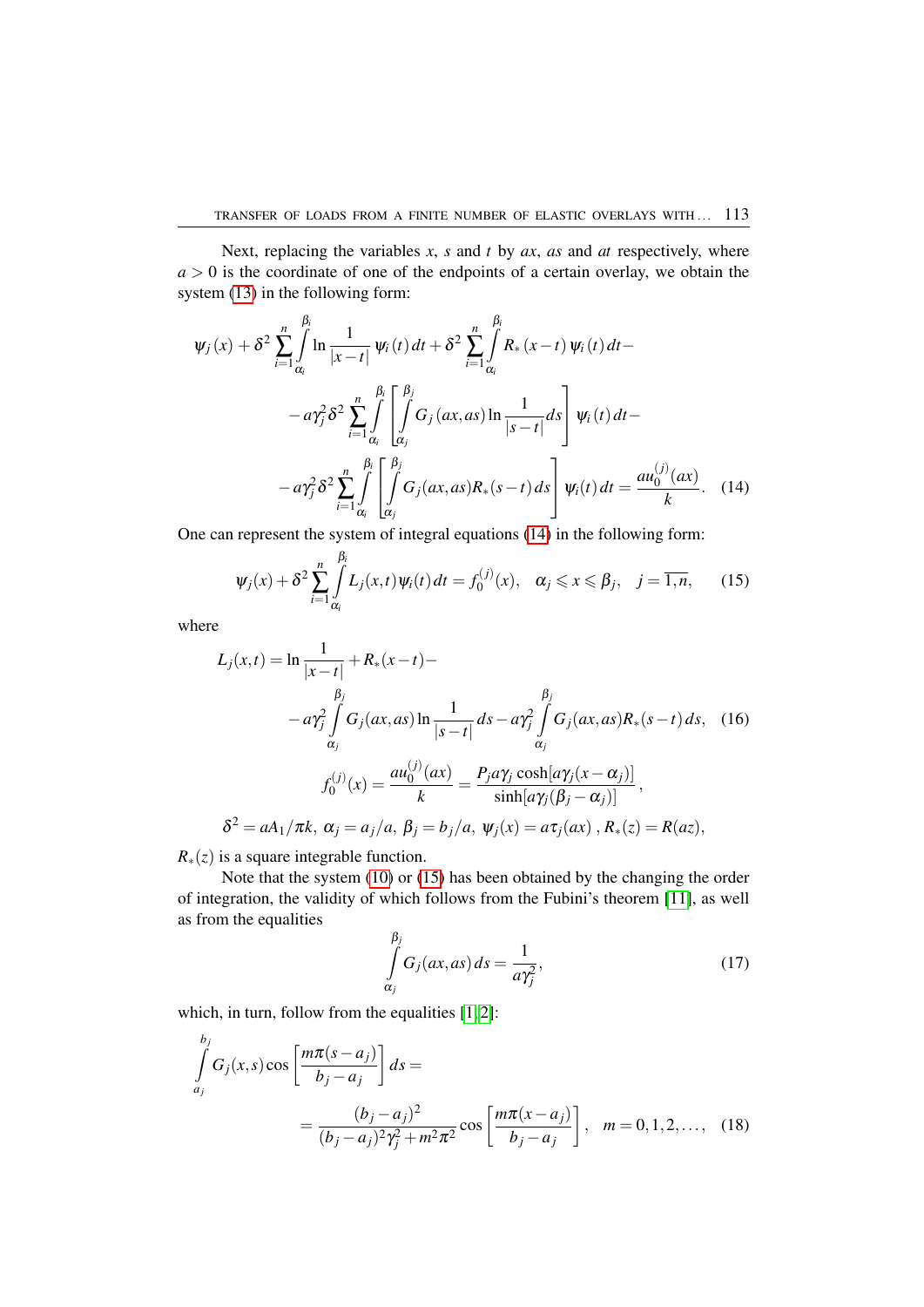Next, replacing the variables $x$, $s$ and $t$ by $ax$, $as$ and $at$ respectively, where $a>0$ is the coordinate of one of the endpoints of a certain overlay, we obtain the system (13) in the following form:

$$
\begin{aligned}
\psi_j(x) &+ \delta^2 \sum_{i=1}^{n} \int_{\alpha_i}^{\beta_i} \ln \frac{1}{|x-t|}\, \psi_i(t)\, dt + \delta^2 \sum_{i=1}^{n} \int_{\alpha_i}^{\beta_i} R_*(x-t)\, \psi_i(t)\, dt - \\
&- a\gamma_j^2 \delta^2 \sum_{i=1}^{n} \int_{\alpha_i}^{\beta_i} \left[ \int_{\alpha_j}^{\beta_j} G_j(ax,as) \ln \frac{1}{|s-t|} ds \right] \psi_i(t)\, dt - \\
&- a\gamma_j^2 \delta^2 \sum_{i=1}^{n} \int_{\alpha_i}^{\beta_i} \left[ \int_{\alpha_j}^{\beta_j} G_j(ax,as) R_*(s-t)\, ds \right] \psi_i(t)\, dt = \frac{a u_0^{(j)}(ax)}{k}. \quad (14)
\end{aligned}
$$

One can represent the system of integral equations (14) in the following form:

$$
\psi_j(x) + \delta^2 \sum_{i=1}^{n} \int_{\alpha_i}^{\beta_i} L_j(x,t) \psi_i(t)\, dt = f_0^{(j)}(x), \quad \alpha_j \leqslant x \leqslant \beta_j, \quad j=\overline{1,n}, \qquad (15)
$$

where

$$
\begin{aligned}
L_j(x,t) &= \ln \frac{1}{|x-t|} + R_*(x-t) - \\
&- a\gamma_j^2 \int_{\alpha_j}^{\beta_j} G_j(ax,as) \ln \frac{1}{|s-t|} ds - a\gamma_j^2 \int_{\alpha_j}^{\beta_j} G_j(ax,as) R_*(s-t)\, ds, \quad (16)
\end{aligned}
$$

$$
f_0^{(j)}(x) = \frac{a u_0^{(j)}(ax)}{k} = \frac{P_j a \gamma_j \cosh[a\gamma_j (x-\alpha_j)]}{\sinh[a\gamma_j(\beta_j-\alpha_j)]},
$$

$$
\delta^2 = aA_1/\pi k,\ \alpha_j = a_j/a,\ \beta_j = b_j/a,\ \psi_j(x) = a\tau_j(ax)\,,\ R_*(z) = R(az),
$$

$R_*(z)$ is a square integrable function.

Note that the system (10) or (15) has been obtained by the changing the order of integration, the validity of which follows from the Fubini's theorem [11], as well as from the equalities

$$
\int_{\alpha_j}^{\beta_j} G_j(ax,as)\, ds = \frac{1}{a\gamma_j^2}, \qquad (17)
$$

which, in turn, follow from the equalities [1, 2]:

$$
\begin{aligned}
\int_{a_j}^{b_j} & G_j(x,s) \cos\left[ \frac{m\pi(s-a_j)}{b_j-a_j} \right] ds = \\
&= \frac{(b_j-a_j)^2}{(b_j-a_j)^2\gamma_j^2 + m^2\pi^2} \cos\left[ \frac{m\pi(x-a_j)}{b_j-a_j} \right], \quad m=0,1,2,\ldots, \quad (18)
\end{aligned}
$$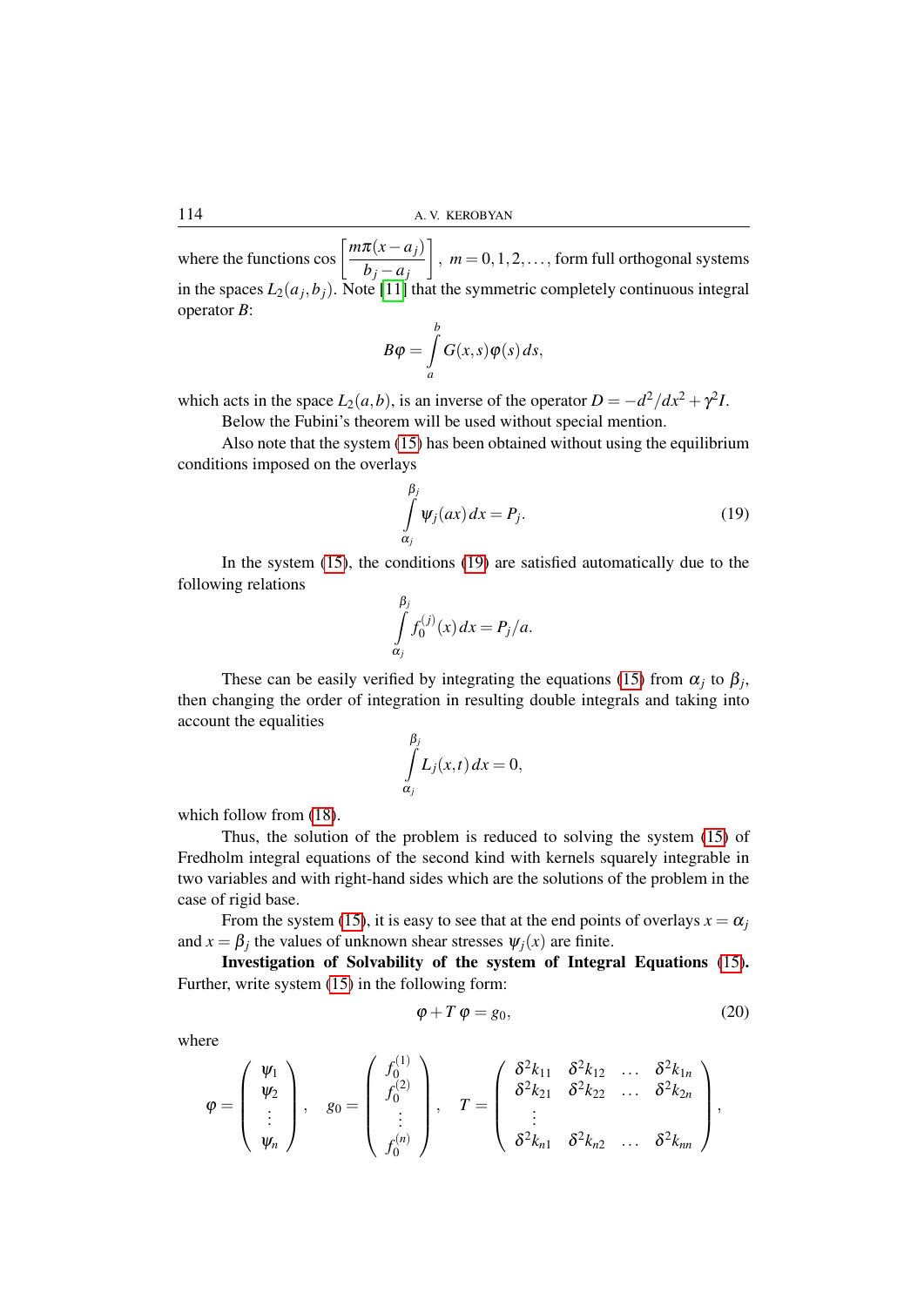where the functions $\cos\left[\dfrac{m\pi(x-a_j)}{b_j-a_j}\right]$, $m=0,1,2,\ldots$, form full orthogonal systems in the spaces $L_2(a_j,b_j)$. Note [11] that the symmetric completely continuous integral operator $B$:

$$B\varphi=\int_a^b G(x,s)\varphi(s)\,ds,$$

which acts in the space $L_2(a,b)$, is an inverse of the operator $D=-d^2/dx^2+\gamma^2 I$.

Below the Fubini's theorem will be used without special mention.

Also note that the system (15) has been obtained without using the equilibrium conditions imposed on the overlays

$$\int_{\alpha_j}^{\beta_j}\psi_j(ax)\,dx=P_j. \tag{19}$$

In the system (15), the conditions (19) are satisfied automatically due to the following relations

$$\int_{\alpha_j}^{\beta_j} f_0^{(j)}(x)\,dx=P_j/a.$$

These can be easily verified by integrating the equations (15) from $\alpha_j$ to $\beta_j$, then changing the order of integration in resulting double integrals and taking into account the equalities

$$\int_{\alpha_j}^{\beta_j} L_j(x,t)\,dx=0,$$

which follow from (18).

Thus, the solution of the problem is reduced to solving the system (15) of Fredholm integral equations of the second kind with kernels squarely integrable in two variables and with right-hand sides which are the solutions of the problem in the case of rigid base.

From the system (15), it is easy to see that at the end points of overlays $x=\alpha_j$ and $x=\beta_j$ the values of unknown shear stresses $\psi_j(x)$ are finite.

**Investigation of Solvability of the system of Integral Equations (15).** Further, write system (15) in the following form:

$$\varphi+T\,\varphi=g_0, \tag{20}$$

where

$$\varphi=\begin{pmatrix}\psi_1\\ \psi_2\\ \vdots\\ \psi_n\end{pmatrix},\quad g_0=\begin{pmatrix}f_0^{(1)}\\ f_0^{(2)}\\ \vdots\\ f_0^{(n)}\end{pmatrix},\quad T=\begin{pmatrix}\delta^2k_{11} & \delta^2k_{12} & \ldots & \delta^2k_{1n}\\ \delta^2k_{21} & \delta^2k_{22} & \ldots & \delta^2k_{2n}\\ \vdots & & & \\ \delta^2k_{n1} & \delta^2k_{n2} & \ldots & \delta^2k_{nn}\end{pmatrix},$$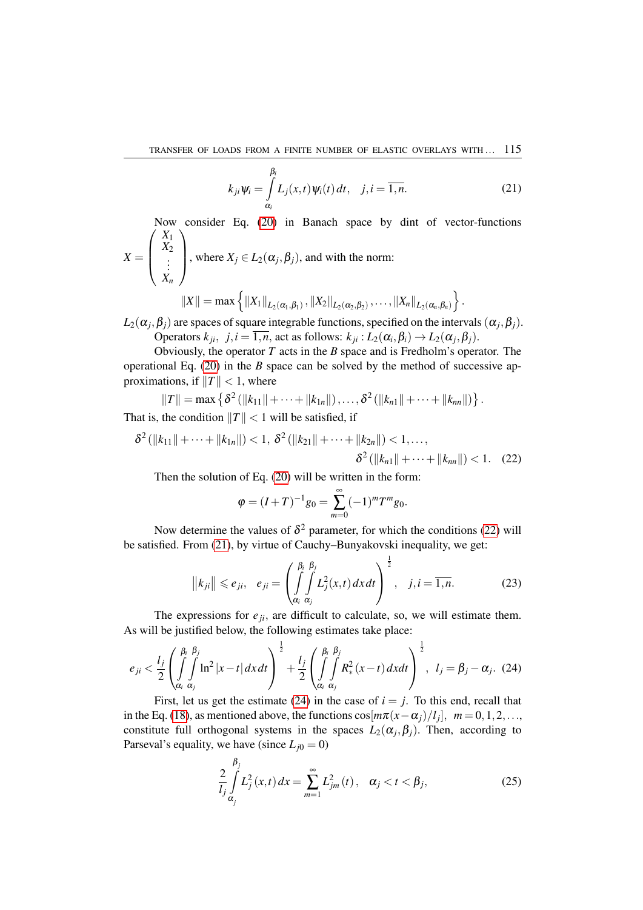$$k_{ji}\psi_i = \int\limits_{\alpha_i}^{\beta_i} L_j(x,t)\,\psi_i(t)\,dt, \quad j,i=\overline{1,n}. \tag{21}$$

Now consider Eq. (20) in Banach space by dint of vector-functions $X = \begin{pmatrix} X_1 \\ X_2 \\ \vdots \\ X_n \end{pmatrix}$, where $X_j \in L_2(\alpha_j,\beta_j)$, and with the norm:

$$\|X\| = \max\left\{ \|X_1\|_{L_2(\alpha_1,\beta_1)}, \|X_2\|_{L_2(\alpha_2,\beta_2)}, \ldots, \|X_n\|_{L_2(\alpha_n,\beta_n)} \right\}.$$

$L_2(\alpha_j,\beta_j)$ are spaces of square integrable functions, specified on the intervals $(\alpha_j,\beta_j)$.

Operators $k_{ji},\ j,i=\overline{1,n}$, act as follows: $k_{ji} : L_2(\alpha_i,\beta_i) \to L_2(\alpha_j,\beta_j)$.

Obviously, the operator $T$ acts in the $B$ space and is Fredholm's operator. The operational Eq. (20) in the $B$ space can be solved by the method of successive approximations, if $\|T\| < 1$, where

$$\|T\| = \max\left\{ \delta^2\left(\|k_{11}\| + \cdots + \|k_{1n}\|\right), \ldots, \delta^2\left(\|k_{n1}\| + \cdots + \|k_{nn}\|\right) \right\}.$$

That is, the condition $\|T\| < 1$ will be satisfied, if

$$\delta^2\left(\|k_{11}\| + \cdots + \|k_{1n}\|\right) < 1,\ \delta^2\left(\|k_{21}\| + \cdots + \|k_{2n}\|\right) < 1, \ldots,$$
$$\delta^2\left(\|k_{n1}\| + \cdots + \|k_{nn}\|\right) < 1. \tag{22}$$

Then the solution of Eq. (20) will be written in the form:

$$\varphi = (I+T)^{-1} g_0 = \sum_{m=0}^{\infty} (-1)^m T^m g_0.$$

Now determine the values of $\delta^2$ parameter, for which the conditions (22) will be satisfied. From (21), by virtue of Cauchy–Bunyakovski inequality, we get:

$$\left\|k_{ji}\right\| \leqslant e_{ji}, \quad e_{ji} = \left( \int\limits_{\alpha_i}^{\beta_i}\int\limits_{\alpha_j}^{\beta_j} L_j^2(x,t)\,dx\,dt \right)^{\frac{1}{2}}, \quad j,i=\overline{1,n}. \tag{23}$$

The expressions for $e_{ji}$, are difficult to calculate, so, we will estimate them. As will be justified below, the following estimates take place:

$$e_{ji} < \frac{l_j}{2}\left( \int\limits_{\alpha_i}^{\beta_i}\int\limits_{\alpha_j}^{\beta_j} \ln^2|x-t|\,dx\,dt \right)^{\frac{1}{2}} + \frac{l_j}{2}\left( \int\limits_{\alpha_i}^{\beta_i}\int\limits_{\alpha_j}^{\beta_j} R_*^2(x-t)\,dx\,dt \right)^{\frac{1}{2}}, \quad l_j = \beta_j - \alpha_j. \tag{24}$$

First, let us get the estimate (24) in the case of $i=j$. To this end, recall that in the Eq. (18), as mentioned above, the functions $\cos[m\pi(x-\alpha_j)/l_j],\ m=0,1,2,\ldots$, constitute full orthogonal systems in the spaces $L_2(\alpha_j,\beta_j)$. Then, according to Parseval's equality, we have (since $L_{j0}=0$)

$$\frac{2}{l_j}\int\limits_{\alpha_j}^{\beta_j} L_j^2(x,t)\,dx = \sum_{m=1}^{\infty} L_{jm}^2(t), \quad \alpha_j < t < \beta_j, \tag{25}$$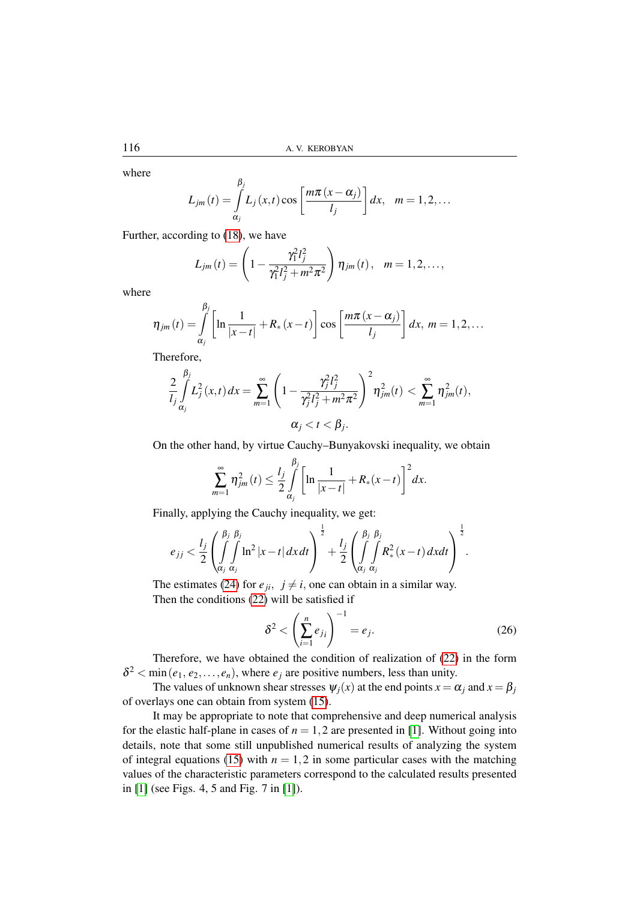where

$$L_{jm}(t) = \int\limits_{\alpha_j}^{\beta_j} L_j(x,t) \cos\left[\frac{m\pi(x-\alpha_j)}{l_j}\right] dx, \quad m = 1, 2, \ldots$$

Further, according to (18), we have

$$L_{jm}(t) = \left(1 - \frac{\gamma_1^2 l_j^2}{\gamma_1^2 l_j^2 + m^2\pi^2}\right) \eta_{jm}(t), \quad m = 1, 2, \ldots,$$

where

$$\eta_{jm}(t) = \int\limits_{\alpha_j}^{\beta_j} \left[\ln\frac{1}{|x-t|} + R_*(x-t)\right] \cos\left[\frac{m\pi(x-\alpha_j)}{l_j}\right] dx, \; m = 1, 2, \ldots$$

Therefore,

$$\frac{2}{l_j} \int\limits_{\alpha_j}^{\beta_j} L_j^2(x,t)\, dx = \sum_{m=1}^{\infty} \left(1 - \frac{\gamma_j^2 l_j^2}{\gamma_j^2 l_j^2 + m^2\pi^2}\right)^2 \eta_{jm}^2(t) < \sum_{m=1}^{\infty} \eta_{jm}^2(t),$$

$$\alpha_j < t < \beta_j.$$

On the other hand, by virtue Cauchy–Bunyakovski inequality, we obtain

$$\sum_{m=1}^{\infty} \eta_{jm}^2(t) \leq \frac{l_j}{2} \int\limits_{\alpha_j}^{\beta_j} \left[\ln\frac{1}{|x-t|} + R_*(x-t)\right]^2 dx.$$

Finally, applying the Cauchy inequality, we get:

$$e_{jj} < \frac{l_j}{2} \left(\int\limits_{\alpha_j}^{\beta_j}\int\limits_{\alpha_j}^{\beta_j} \ln^2|x-t|\, dx\, dt\right)^{\frac{1}{2}} + \frac{l_j}{2} \left(\int\limits_{\alpha_j}^{\beta_j}\int\limits_{\alpha_j}^{\beta_j} R_*^2(x-t)\, dx dt\right)^{\frac{1}{2}}.$$

The estimates (24) for $e_{ji}$, $j \neq i$, one can obtain in a similar way.

Then the conditions (22) will be satisfied if

$$\delta^2 < \left(\sum_{i=1}^{n} e_{ji}\right)^{-1} = e_j. \tag{26}$$

Therefore, we have obtained the condition of realization of (22) in the form $\delta^2 < \min(e_1, e_2, \ldots, e_n)$, where $e_j$ are positive numbers, less than unity.

The values of unknown shear stresses $\psi_j(x)$ at the end points $x = \alpha_j$ and $x = \beta_j$ of overlays one can obtain from system (15).

It may be appropriate to note that comprehensive and deep numerical analysis for the elastic half-plane in cases of $n = 1, 2$ are presented in [1]. Without going into details, note that some still unpublished numerical results of analyzing the system of integral equations (15) with $n = 1, 2$ in some particular cases with the matching values of the characteristic parameters correspond to the calculated results presented in [1] (see Figs. 4, 5 and Fig. 7 in [1]).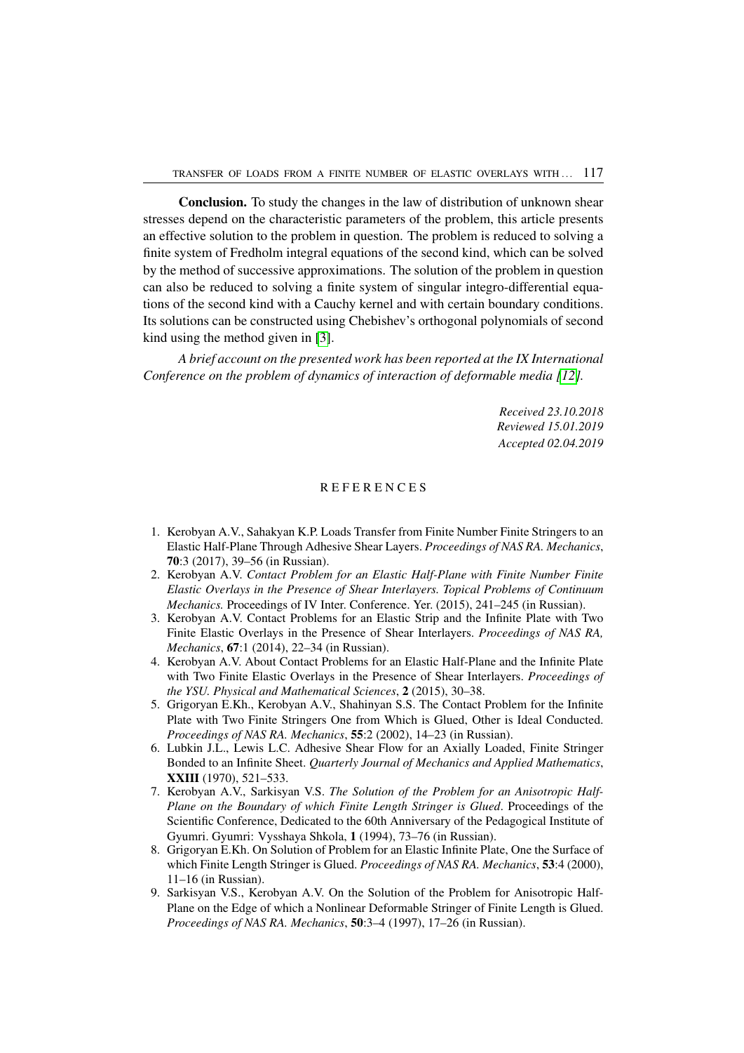**Conclusion.** To study the changes in the law of distribution of unknown shear stresses depend on the characteristic parameters of the problem, this article presents an effective solution to the problem in question. The problem is reduced to solving a finite system of Fredholm integral equations of the second kind, which can be solved by the method of successive approximations. The solution of the problem in question can also be reduced to solving a finite system of singular integro-differential equations of the second kind with a Cauchy kernel and with certain boundary conditions. Its solutions can be constructed using Chebishev's orthogonal polynomials of second kind using the method given in [3].

*A brief account on the presented work has been reported at the IX International Conference on the problem of dynamics of interaction of deformable media [12].*

*Received 23.10.2018*
*Reviewed 15.01.2019*
*Accepted 02.04.2019*

## REFERENCES

1. Kerobyan A.V., Sahakyan K.P. Loads Transfer from Finite Number Finite Stringers to an Elastic Half-Plane Through Adhesive Shear Layers. *Proceedings of NAS RA. Mechanics*, **70**:3 (2017), 39–56 (in Russian).
2. Kerobyan A.V. *Contact Problem for an Elastic Half-Plane with Finite Number Finite Elastic Overlays in the Presence of Shear Interlayers. Topical Problems of Continuum Mechanics.* Proceedings of IV Inter. Conference. Yer. (2015), 241–245 (in Russian).
3. Kerobyan A.V. Contact Problems for an Elastic Strip and the Infinite Plate with Two Finite Elastic Overlays in the Presence of Shear Interlayers. *Proceedings of NAS RA, Mechanics*, **67**:1 (2014), 22–34 (in Russian).
4. Kerobyan A.V. About Contact Problems for an Elastic Half-Plane and the Infinite Plate with Two Finite Elastic Overlays in the Presence of Shear Interlayers. *Proceedings of the YSU. Physical and Mathematical Sciences*, **2** (2015), 30–38.
5. Grigoryan E.Kh., Kerobyan A.V., Shahinyan S.S. The Contact Problem for the Infinite Plate with Two Finite Stringers One from Which is Glued, Other is Ideal Conducted. *Proceedings of NAS RA. Mechanics*, **55**:2 (2002), 14–23 (in Russian).
6. Lubkin J.L., Lewis L.C. Adhesive Shear Flow for an Axially Loaded, Finite Stringer Bonded to an Infinite Sheet. *Quarterly Journal of Mechanics and Applied Mathematics*, **XXIII** (1970), 521–533.
7. Kerobyan A.V., Sarkisyan V.S. *The Solution of the Problem for an Anisotropic Half-Plane on the Boundary of which Finite Length Stringer is Glued*. Proceedings of the Scientific Conference, Dedicated to the 60th Anniversary of the Pedagogical Institute of Gyumri. Gyumri: Vysshaya Shkola, **1** (1994), 73–76 (in Russian).
8. Grigoryan E.Kh. On Solution of Problem for an Elastic Infinite Plate, One the Surface of which Finite Length Stringer is Glued. *Proceedings of NAS RA. Mechanics*, **53**:4 (2000), 11–16 (in Russian).
9. Sarkisyan V.S., Kerobyan A.V. On the Solution of the Problem for Anisotropic Half-Plane on the Edge of which a Nonlinear Deformable Stringer of Finite Length is Glued. *Proceedings of NAS RA. Mechanics*, **50**:3–4 (1997), 17–26 (in Russian).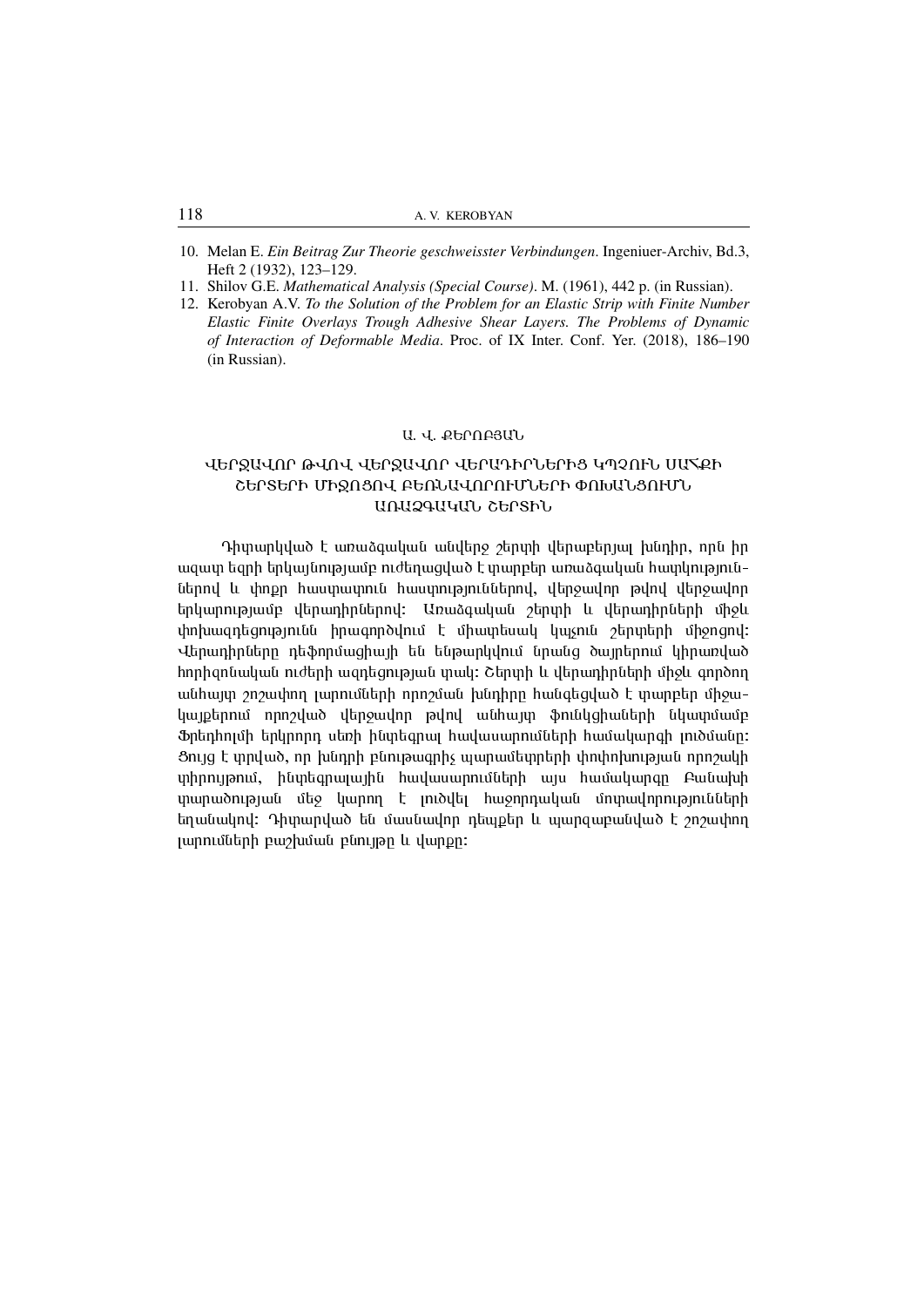10. Melan E. *Ein Beitrag Zur Theorie geschweisster Verbindungen*. Ingeniuer-Archiv, Bd.3, Heft 2 (1932), 123–129.
11. Shilov G.E. *Mathematical Analysis (Special Course)*. M. (1961), 442 p. (in Russian).
12. Kerobyan A.V. *To the Solution of the Problem for an Elastic Strip with Finite Number Elastic Finite Overlays Trough Adhesive Shear Layers. The Problems of Dynamic of Interaction of Deformable Media*. Proc. of IX Inter. Conf. Yer. (2018), 186–190 (in Russian).

Ա. Վ. ՔԵՐՈԲՅԱՆ

## ՎԵՐՋԱՎՈՐ ԹՎՈՎ ՎԵՐՋԱՎՈՐ ՎԵՐԱԴԻՐՆԵՐԻՑ ԿՊՉՈՒՆ ՍԱՀՔԻ ՇԵՐՏԵՐԻ ՄԻՋՈՑՈՎ ԲԵՌՆԱՎՈՐՈՒՄՆԵՐԻ ՓՈԽԱՆՑՈՒՄՆ ԱՌԱՁԳԱԿԱՆ ՇԵՐՏԻՆ

Դիտարկված է առաձգական անվերջ շերտի վերաբերյալ խնդիր, որն իր ազատ եզրի երկայնությամբ ուժեղացված է տարբեր առաձգական հատկություններով և փոքր հաստատուն հաստություններով, վերջավոր թվով վերջավոր երկարությամբ վերադիրներով: Առաձգական շերտի և վերադիրների միջև փոխազդեցությունն իրագործվում է միատեսակ կպչուն շերտերի միջոցով: Վերադիրները դեֆորմացիայի են ենթարկվում նրանց ծայրերում կիրառված հորիզոնական ուժերի ազդեցության տակ: Շերտի և վերադիրների միջև գործող անհայտ շոշափող լարումների որոշման խնդիրը հանգեցված է տարբեր միջակայքերում որոշված վերջավոր թվով անհայտ ֆունկցիաների նկատմամբ Ֆրեդհոլմի երկրորդ սեռի ինտեգրալ հավասարումների համակարգի լուծմանը: Ցույց է տրված, որ խնդրի բնութագրիչ պարամետրերի փոփոխության որոշակի տիրույթում, ինտեգրալային հավասարումների այս համակարգը Բանախի տարածության մեջ կարող է լուծվել հաջորդական մոտավորությունների եղանակով: Դիտարկված են մասնավոր դեպքեր և պարզաբանված է շոշափող լարումների բաշխման բնույթը և վարքը: